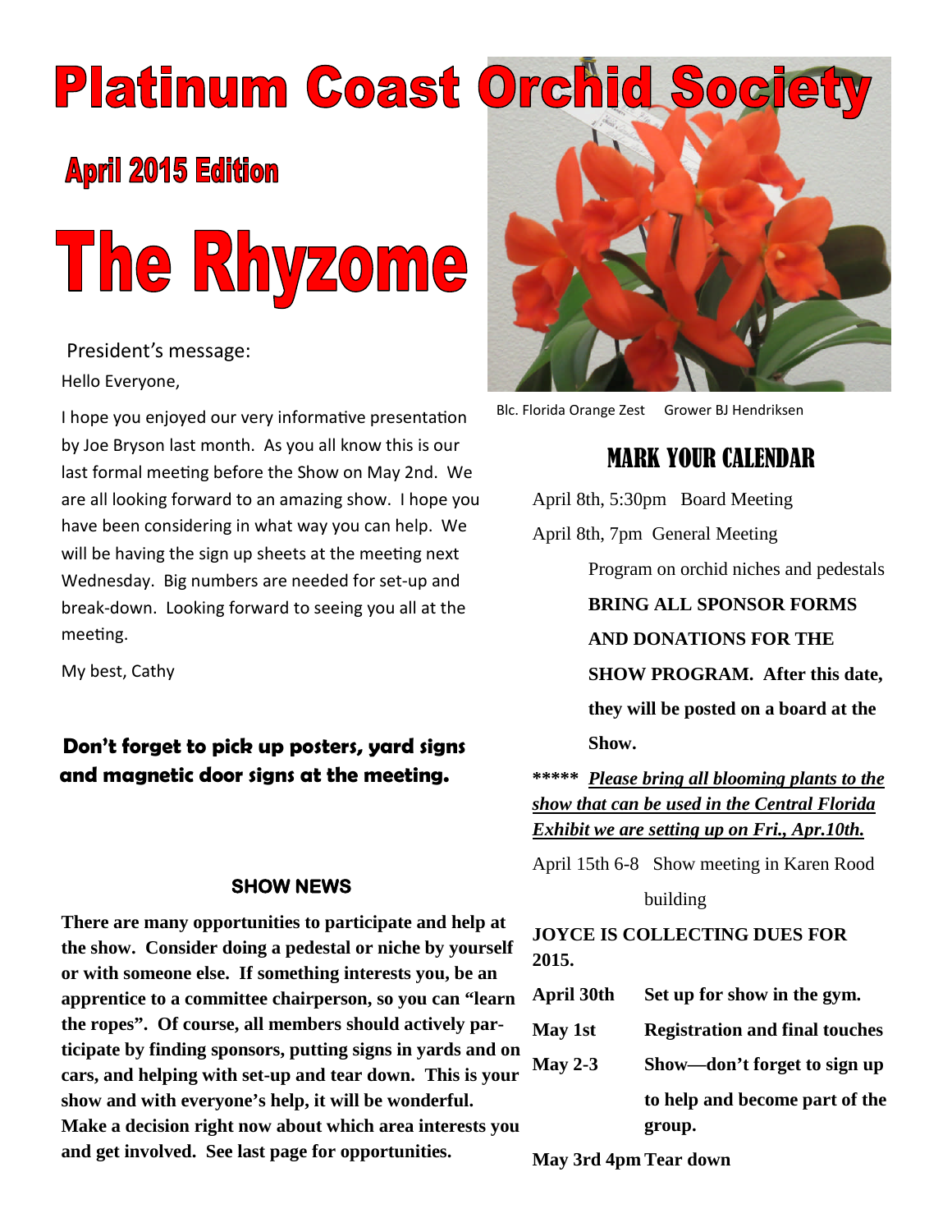# Platinum Coast Orchid Society

## April 2015 Edition

# The Rhyzome

President's message:

Hello Everyone,

I hope you enjoyed our very informative presentation by Joe Bryson last month. As you all know this is our last formal meeting before the Show on May 2nd. We are all looking forward to an amazing show. I hope you have been considering in what way you can help. We will be having the sign up sheets at the meeting next Wednesday. Big numbers are needed for set-up and break-down. Looking forward to seeing you all at the meeting.

My best, Cathy

**Don't forget to pick up posters, yard signs and magnetic door signs at the meeting.**

### SHOW NEWS

**There are many opportunities to participate and help at the show. Consider doing a pedestal or niche by yourself or with someone else. If something interests you, be an apprentice to a committee chairperson, so you can "learn the ropes". Of course, all members should actively participate by finding sponsors, putting signs in yards and on cars, and helping with set-up and tear down. This is your show and with everyone's help, it will be wonderful. Make a decision right now about which area interests you and get involved. See last page for opportunities.**

Blc. Florida Orange Zest     Grower BJ Hendriksen

## MARK YOUR CALENDAR

April 8th, 5:30pm Board Meeting

April 8th, 7pm General Meeting

Program on orchid niches and pedestals

**BRING ALL SPONSOR FORMS AND DONATIONS FOR THE SHOW PROGRAM. After this date, they will be posted on a board at the Show.**

**\*\*\*\*\* *Please bring all blooming plants to the show that can be used in the Central Florida Exhibit we are setting up on Fri., Apr.10th.***

April 15th 6-8 Show meeting in Karen Rood building

**JOYCE IS COLLECTING DUES FOR 2015.**

**April 30th** **Set up for show in the gym.**

**May 1st** **Registration and final touches**

**May 2-3** **Show—don't forget to sign up to help and become part of the group.**

**May 3rd 4pm Tear down**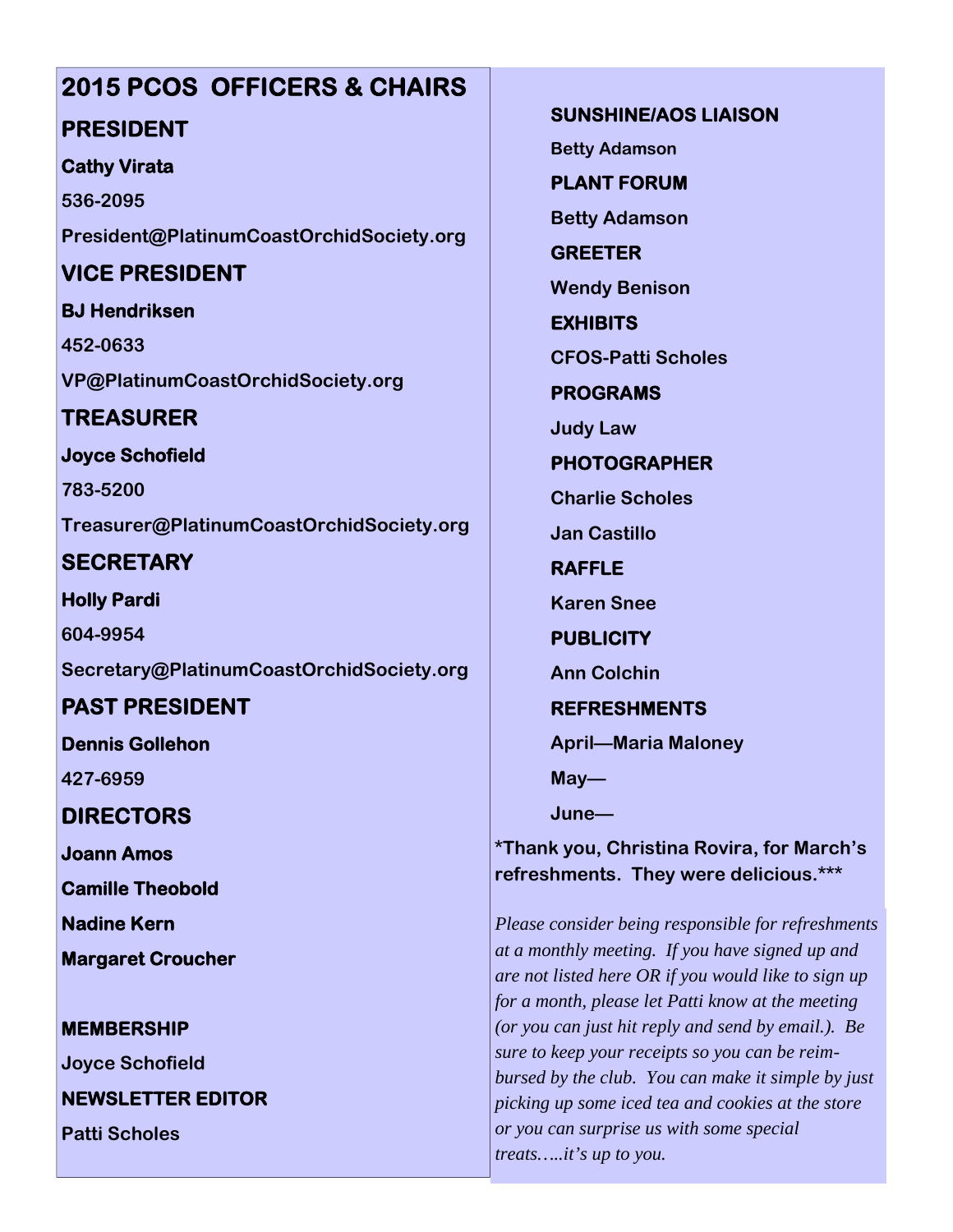# 2015 PCOS OFFICERS & CHAIRS

## PRESIDENT

**Cathy Virata**

**536-2095**

**President@PlatinumCoastOrchidSociety.org**

## VICE PRESIDENT

**BJ Hendriksen**

**452-0633**

**VP@PlatinumCoastOrchidSociety.org**

## TREASURER

**Joyce Schofield**

**783-5200**

**Treasurer@PlatinumCoastOrchidSociety.org**

## SECRETARY

**Holly Pardi**

**604-9954**

**Secretary@PlatinumCoastOrchidSociety.org**

## PAST PRESIDENT

**Dennis Gollehon**

**427-6959**

## DIRECTORS

**Joann Amos**

**Camille Theobold**

**Nadine Kern**

**Margaret Croucher**

**MEMBERSHIP**

**Joyce Schofield**

**NEWSLETTER EDITOR**

**Patti Scholes**

**SUNSHINE/AOS LIAISON**

**Betty Adamson**

**PLANT FORUM**

**Betty Adamson**

**GREETER**

**Wendy Benison**

**EXHIBITS**

**CFOS-Patti Scholes**

**PROGRAMS**

**Judy Law**

**PHOTOGRAPHER**

**Charlie Scholes**

**Jan Castillo**

**RAFFLE**

**Karen Snee**

**PUBLICITY**

**Ann Colchin**

**REFRESHMENTS**

**April—Maria Maloney**

**May—**

**June—**

**\*Thank you, Christina Rovira, for March's refreshments. They were delicious.\*\*\***

*Please consider being responsible for refreshments at a monthly meeting. If you have signed up and are not listed here OR if you would like to sign up for a month, please let Patti know at the meeting (or you can just hit reply and send by email.). Be sure to keep your receipts so you can be reimbursed by the club. You can make it simple by just picking up some iced tea and cookies at the store or you can surprise us with some special treats…..it's up to you.*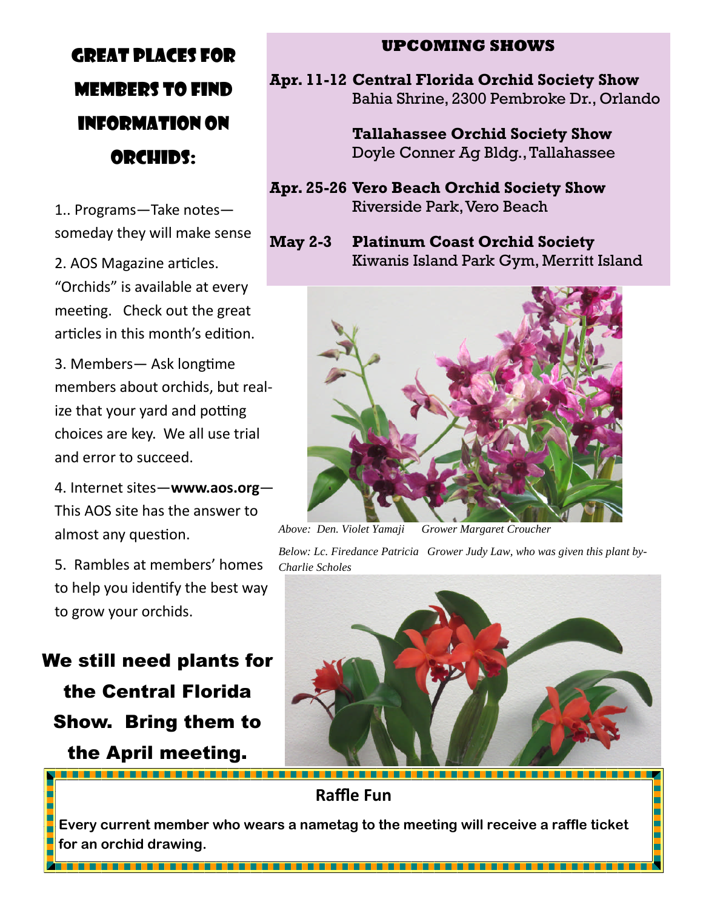# Great Places for Members to Find Information on Orchids:

1.. Programs—Take notes—someday they will make sense

2. AOS Magazine articles. “Orchids” is available at every meeting. Check out the great articles in this month’s edition.

3. Members— Ask longtime members about orchids, but realize that your yard and potting choices are key. We all use trial and error to succeed.

4. Internet sites—**www.aos.org**—This AOS site has the answer to almost any question.

5. Rambles at members’ homes to help you identify the best way to grow your orchids.

**We still need plants for the Central Florida Show. Bring them to the April meeting.**

## UPCOMING SHOWS

**Apr. 11-12** **Central Florida Orchid Society Show**
Bahia Shrine, 2300 Pembroke Dr., Orlando

**Tallahassee Orchid Society Show**
Doyle Conner Ag Bldg., Tallahassee

**Apr. 25-26** **Vero Beach Orchid Society Show**
Riverside Park, Vero Beach

**May 2-3** **Platinum Coast Orchid Society**
Kiwanis Island Park Gym, Merritt Island

*Above: Den. Violet Yamaji Grower Margaret Croucher*

*Below: Lc. Firedance Patricia Grower Judy Law, who was given this plant by-Charlie Scholes*

## Raffle Fun

**Every current member who wears a nametag to the meeting will receive a raffle ticket for an orchid drawing.**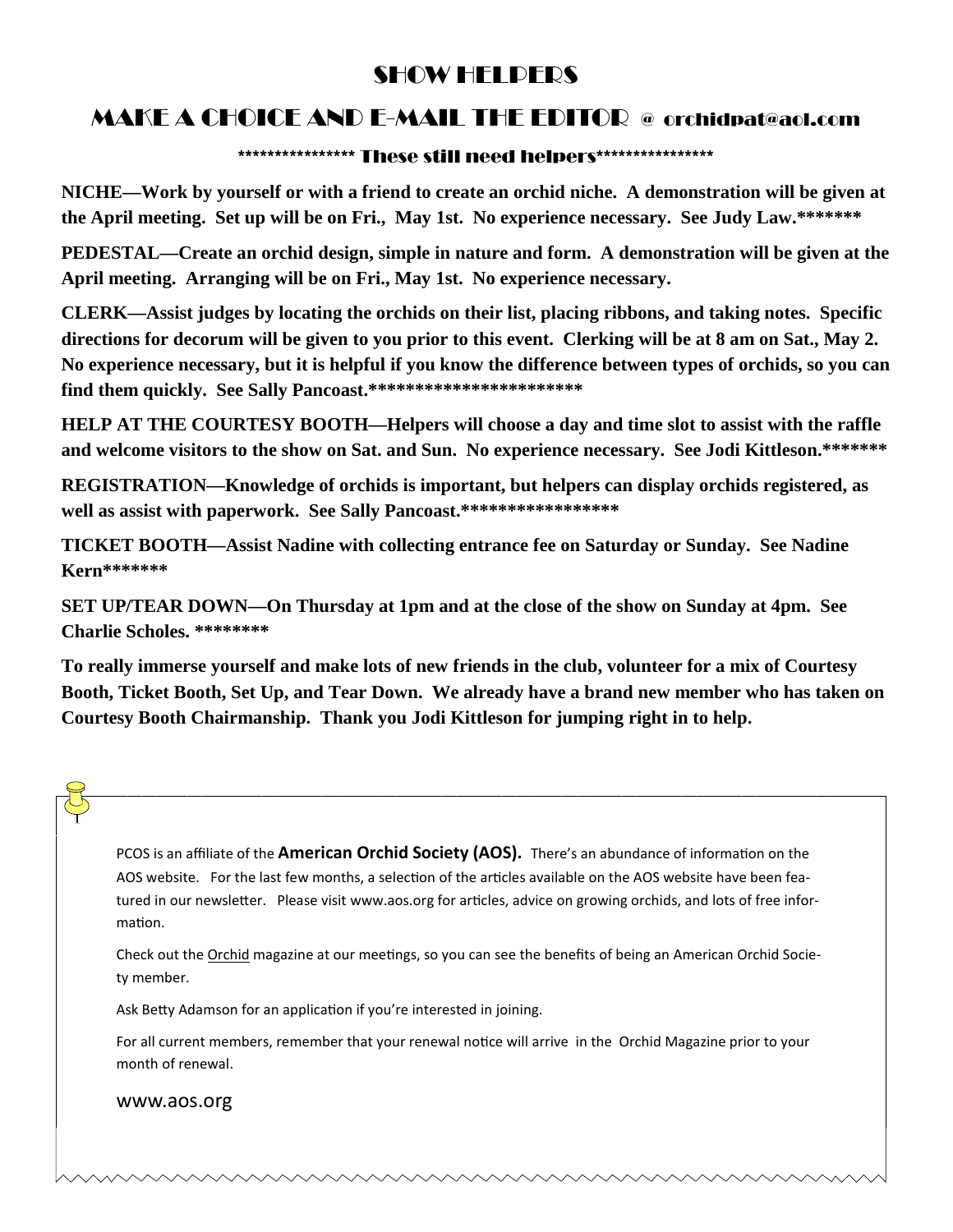# SHOW HELPERS

## MAKE A CHOICE AND E-MAIL THE EDITOR @ orchidpat@aol.com

**************** These still need helpers****************

**NICHE—Work by yourself or with a friend to create an orchid niche. A demonstration will be given at the April meeting. Set up will be on Fri., May 1st. No experience necessary. See Judy Law.*******

**PEDESTAL—Create an orchid design, simple in nature and form. A demonstration will be given at the April meeting. Arranging will be on Fri., May 1st. No experience necessary.**

**CLERK—Assist judges by locating the orchids on their list, placing ribbons, and taking notes. Specific directions for decorum will be given to you prior to this event. Clerking will be at 8 am on Sat., May 2. No experience necessary, but it is helpful if you know the difference between types of orchids, so you can find them quickly. See Sally Pancoast.************************

**HELP AT THE COURTESY BOOTH—Helpers will choose a day and time slot to assist with the raffle and welcome visitors to the show on Sat. and Sun. No experience necessary. See Jodi Kittleson.*******

**REGISTRATION—Knowledge of orchids is important, but helpers can display orchids registered, as well as assist with paperwork. See Sally Pancoast.*****************

**TICKET BOOTH—Assist Nadine with collecting entrance fee on Saturday or Sunday. See Nadine Kern*******

**SET UP/TEAR DOWN—On Thursday at 1pm and at the close of the show on Sunday at 4pm. See Charlie Scholes. ********

**To really immerse yourself and make lots of new friends in the club, volunteer for a mix of Courtesy Booth, Ticket Booth, Set Up, and Tear Down. We already have a brand new member who has taken on Courtesy Booth Chairmanship. Thank you Jodi Kittleson for jumping right in to help.**

---

PCOS is an affiliate of the **American Orchid Society (AOS).** There's an abundance of information on the AOS website. For the last few months, a selection of the articles available on the AOS website have been featured in our newsletter. Please visit www.aos.org for articles, advice on growing orchids, and lots of free information.

Check out the Orchid magazine at our meetings, so you can see the benefits of being an American Orchid Society member.

Ask Betty Adamson for an application if you're interested in joining.

For all current members, remember that your renewal notice will arrive in the Orchid Magazine prior to your month of renewal.

www.aos.org